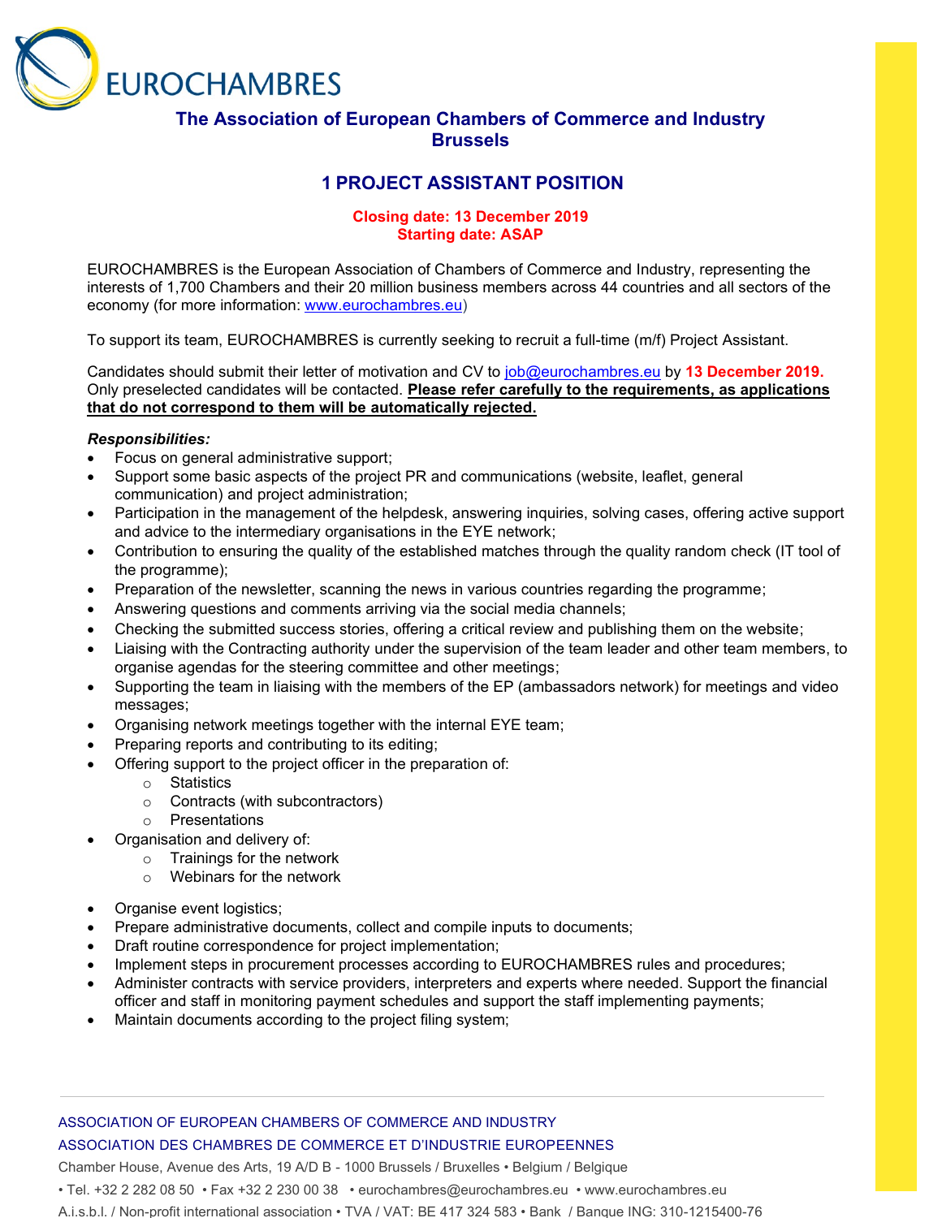EUROCHAMBRES

## The Association of European Chambers of Commerce and Industry Brussels

# 1 PROJECT ASSISTANT POSITION

**Closing date: 13 December 2019**
**Starting date: ASAP**

EUROCHAMBRES is the European Association of Chambers of Commerce and Industry, representing the interests of 1,700 Chambers and their 20 million business members across 44 countries and all sectors of the economy (for more information: www.eurochambres.eu)

To support its team, EUROCHAMBRES is currently seeking to recruit a full-time (m/f) Project Assistant.

Candidates should submit their letter of motivation and CV to job@eurochambres.eu by **13 December 2019.** Only preselected candidates will be contacted. **Please refer carefully to the requirements, as applications that do not correspond to them will be automatically rejected.**

***Responsibilities:***

- Focus on general administrative support;
- Support some basic aspects of the project PR and communications (website, leaflet, general communication) and project administration;
- Participation in the management of the helpdesk, answering inquiries, solving cases, offering active support and advice to the intermediary organisations in the EYE network;
- Contribution to ensuring the quality of the established matches through the quality random check (IT tool of the programme);
- Preparation of the newsletter, scanning the news in various countries regarding the programme;
- Answering questions and comments arriving via the social media channels;
- Checking the submitted success stories, offering a critical review and publishing them on the website;
- Liaising with the Contracting authority under the supervision of the team leader and other team members, to organise agendas for the steering committee and other meetings;
- Supporting the team in liaising with the members of the EP (ambassadors network) for meetings and video messages;
- Organising network meetings together with the internal EYE team;
- Preparing reports and contributing to its editing;
- Offering support to the project officer in the preparation of:
  - Statistics
  - Contracts (with subcontractors)
  - Presentations
- Organisation and delivery of:
  - Trainings for the network
  - Webinars for the network
- Organise event logistics;
- Prepare administrative documents, collect and compile inputs to documents;
- Draft routine correspondence for project implementation;
- Implement steps in procurement processes according to EUROCHAMBRES rules and procedures;
- Administer contracts with service providers, interpreters and experts where needed. Support the financial officer and staff in monitoring payment schedules and support the staff implementing payments;
- Maintain documents according to the project filing system;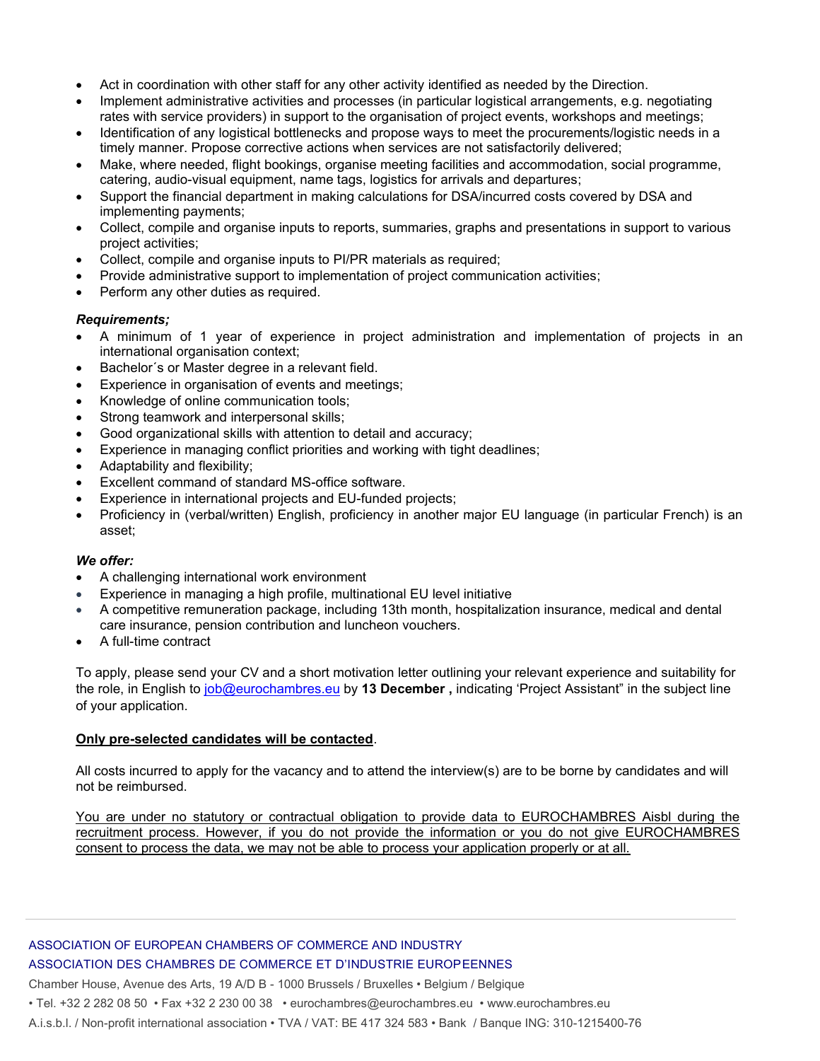- Act in coordination with other staff for any other activity identified as needed by the Direction.
- Implement administrative activities and processes (in particular logistical arrangements, e.g. negotiating rates with service providers) in support to the organisation of project events, workshops and meetings;
- Identification of any logistical bottlenecks and propose ways to meet the procurements/logistic needs in a timely manner. Propose corrective actions when services are not satisfactorily delivered;
- Make, where needed, flight bookings, organise meeting facilities and accommodation, social programme, catering, audio-visual equipment, name tags, logistics for arrivals and departures;
- Support the financial department in making calculations for DSA/incurred costs covered by DSA and implementing payments;
- Collect, compile and organise inputs to reports, summaries, graphs and presentations in support to various project activities;
- Collect, compile and organise inputs to PI/PR materials as required;
- Provide administrative support to implementation of project communication activities;
- Perform any other duties as required.

***Requirements;***

- A minimum of 1 year of experience in project administration and implementation of projects in an international organisation context;
- Bachelor´s or Master degree in a relevant field.
- Experience in organisation of events and meetings;
- Knowledge of online communication tools;
- Strong teamwork and interpersonal skills;
- Good organizational skills with attention to detail and accuracy;
- Experience in managing conflict priorities and working with tight deadlines;
- Adaptability and flexibility;
- Excellent command of standard MS-office software.
- Experience in international projects and EU-funded projects;
- Proficiency in (verbal/written) English, proficiency in another major EU language (in particular French) is an asset;

***We offer:***

- A challenging international work environment
- Experience in managing a high profile, multinational EU level initiative
- A competitive remuneration package, including 13th month, hospitalization insurance, medical and dental care insurance, pension contribution and luncheon vouchers.
- A full-time contract

To apply, please send your CV and a short motivation letter outlining your relevant experience and suitability for the role, in English to job@eurochambres.eu by **13 December ,** indicating 'Project Assistant" in the subject line of your application.

**Only pre-selected candidates will be contacted**.

All costs incurred to apply for the vacancy and to attend the interview(s) are to be borne by candidates and will not be reimbursed.

You are under no statutory or contractual obligation to provide data to EUROCHAMBRES Aisbl during the recruitment process. However, if you do not provide the information or you do not give EUROCHAMBRES consent to process the data, we may not be able to process your application properly or at all.

ASSOCIATION OF EUROPEAN CHAMBERS OF COMMERCE AND INDUSTRY
ASSOCIATION DES CHAMBRES DE COMMERCE ET D'INDUSTRIE EUROPEENNES

Chamber House, Avenue des Arts, 19 A/D B - 1000 Brussels / Bruxelles • Belgium / Belgique

• Tel. +32 2 282 08 50 • Fax +32 2 230 00 38 • eurochambres@eurochambres.eu • www.eurochambres.eu

A.i.s.b.l. / Non-profit international association • TVA / VAT: BE 417 324 583 • Bank / Banque ING: 310-1215400-76